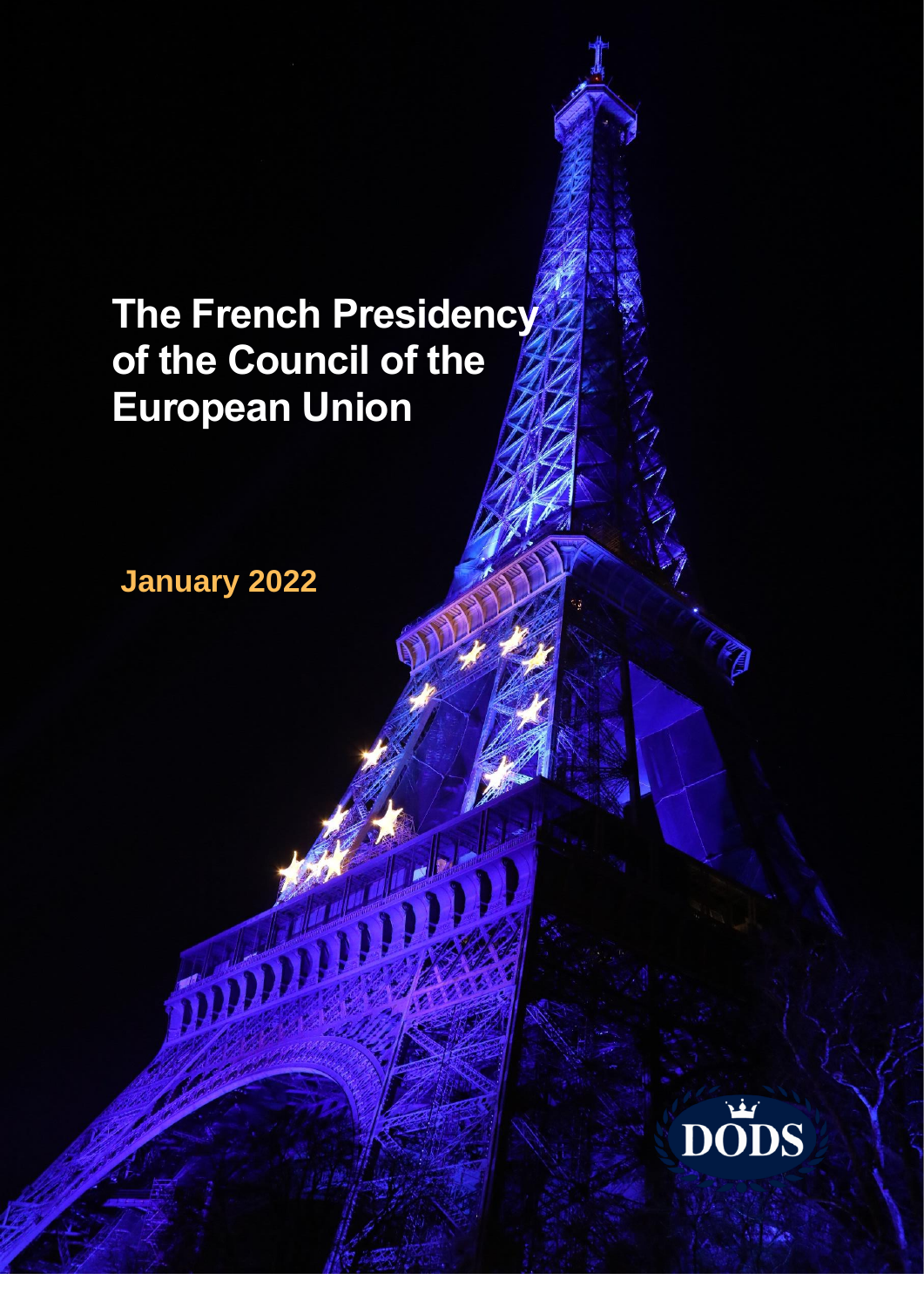# The French Presidency of the Council of the European Union

**January 2022**

DODS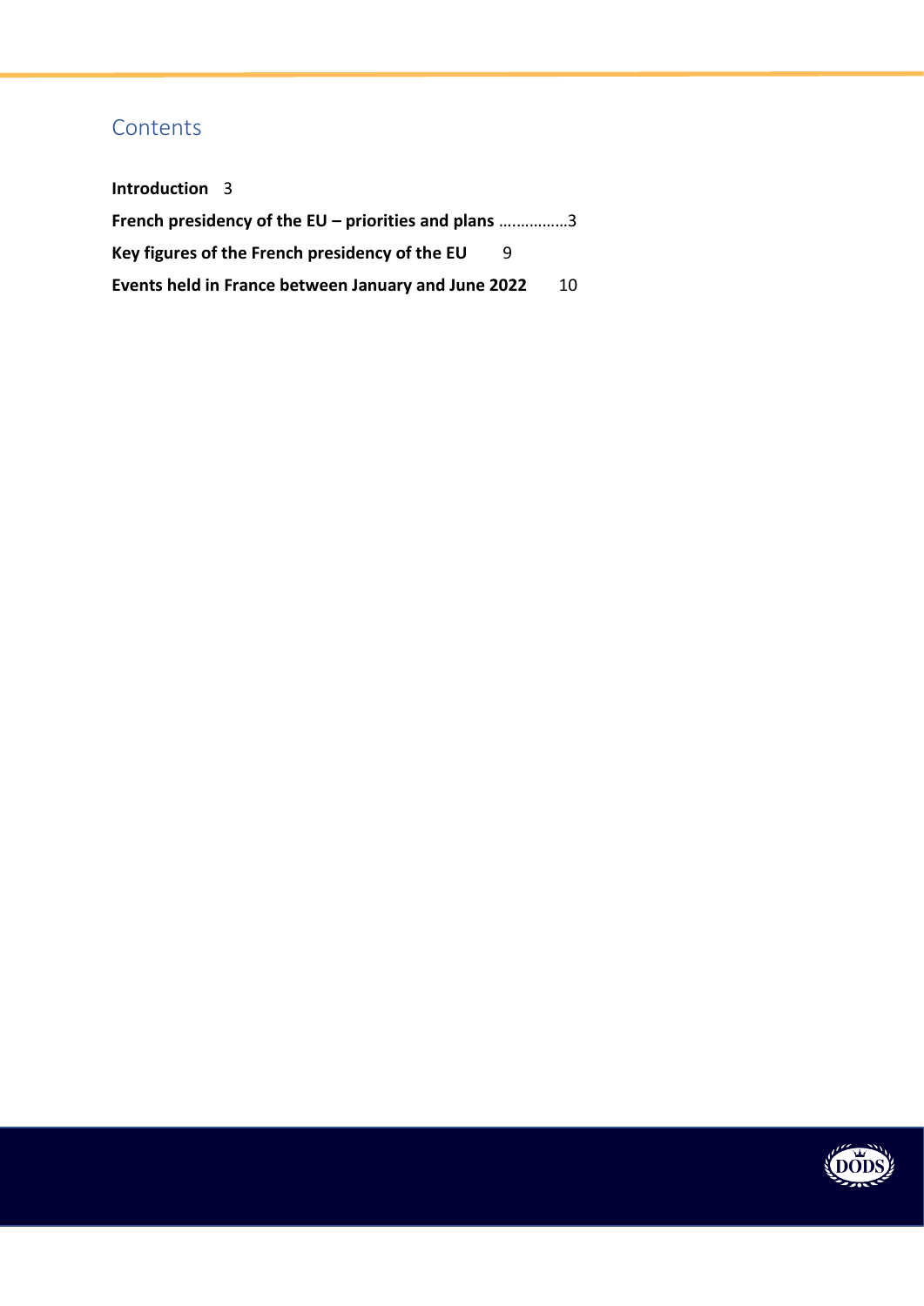## Contents

**Introduction** 3

**French presidency of the EU – priorities and plans** ……………3

**Key figures of the French presidency of the EU** 9

**Events held in France between January and June 2022** 10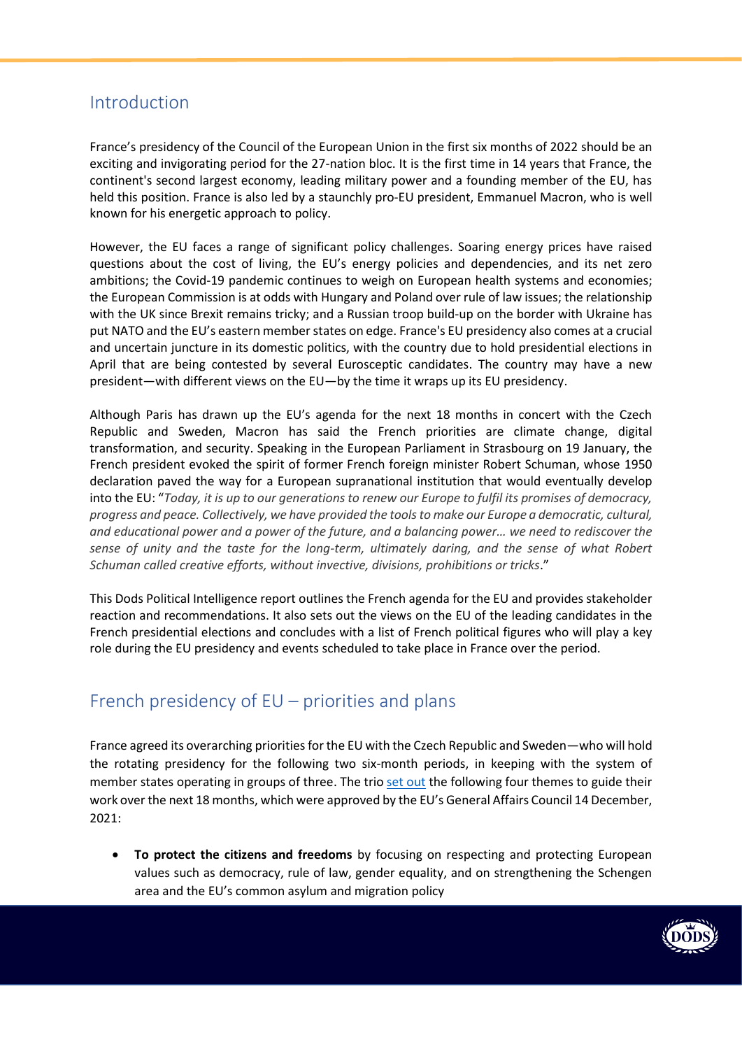## Introduction

France's presidency of the Council of the European Union in the first six months of 2022 should be an exciting and invigorating period for the 27-nation bloc. It is the first time in 14 years that France, the continent's second largest economy, leading military power and a founding member of the EU, has held this position. France is also led by a staunchly pro-EU president, Emmanuel Macron, who is well known for his energetic approach to policy.

However, the EU faces a range of significant policy challenges. Soaring energy prices have raised questions about the cost of living, the EU's energy policies and dependencies, and its net zero ambitions; the Covid-19 pandemic continues to weigh on European health systems and economies; the European Commission is at odds with Hungary and Poland over rule of law issues; the relationship with the UK since Brexit remains tricky; and a Russian troop build-up on the border with Ukraine has put NATO and the EU's eastern member states on edge. France's EU presidency also comes at a crucial and uncertain juncture in its domestic politics, with the country due to hold presidential elections in April that are being contested by several Eurosceptic candidates. The country may have a new president—with different views on the EU—by the time it wraps up its EU presidency.

Although Paris has drawn up the EU's agenda for the next 18 months in concert with the Czech Republic and Sweden, Macron has said the French priorities are climate change, digital transformation, and security. Speaking in the European Parliament in Strasbourg on 19 January, the French president evoked the spirit of former French foreign minister Robert Schuman, whose 1950 declaration paved the way for a European supranational institution that would eventually develop into the EU: "*Today, it is up to our generations to renew our Europe to fulfil its promises of democracy, progress and peace. Collectively, we have provided the tools to make our Europe a democratic, cultural, and educational power and a power of the future, and a balancing power… we need to rediscover the sense of unity and the taste for the long-term, ultimately daring, and the sense of what Robert Schuman called creative efforts, without invective, divisions, prohibitions or tricks*."

This Dods Political Intelligence report outlines the French agenda for the EU and provides stakeholder reaction and recommendations. It also sets out the views on the EU of the leading candidates in the French presidential elections and concludes with a list of French political figures who will play a key role during the EU presidency and events scheduled to take place in France over the period.

## French presidency of EU – priorities and plans

France agreed its overarching priorities for the EU with the Czech Republic and Sweden—who will hold the rotating presidency for the following two six-month periods, in keeping with the system of member states operating in groups of three. The trio set out the following four themes to guide their work over the next 18 months, which were approved by the EU's General Affairs Council 14 December, 2021:

- **To protect the citizens and freedoms** by focusing on respecting and protecting European values such as democracy, rule of law, gender equality, and on strengthening the Schengen area and the EU's common asylum and migration policy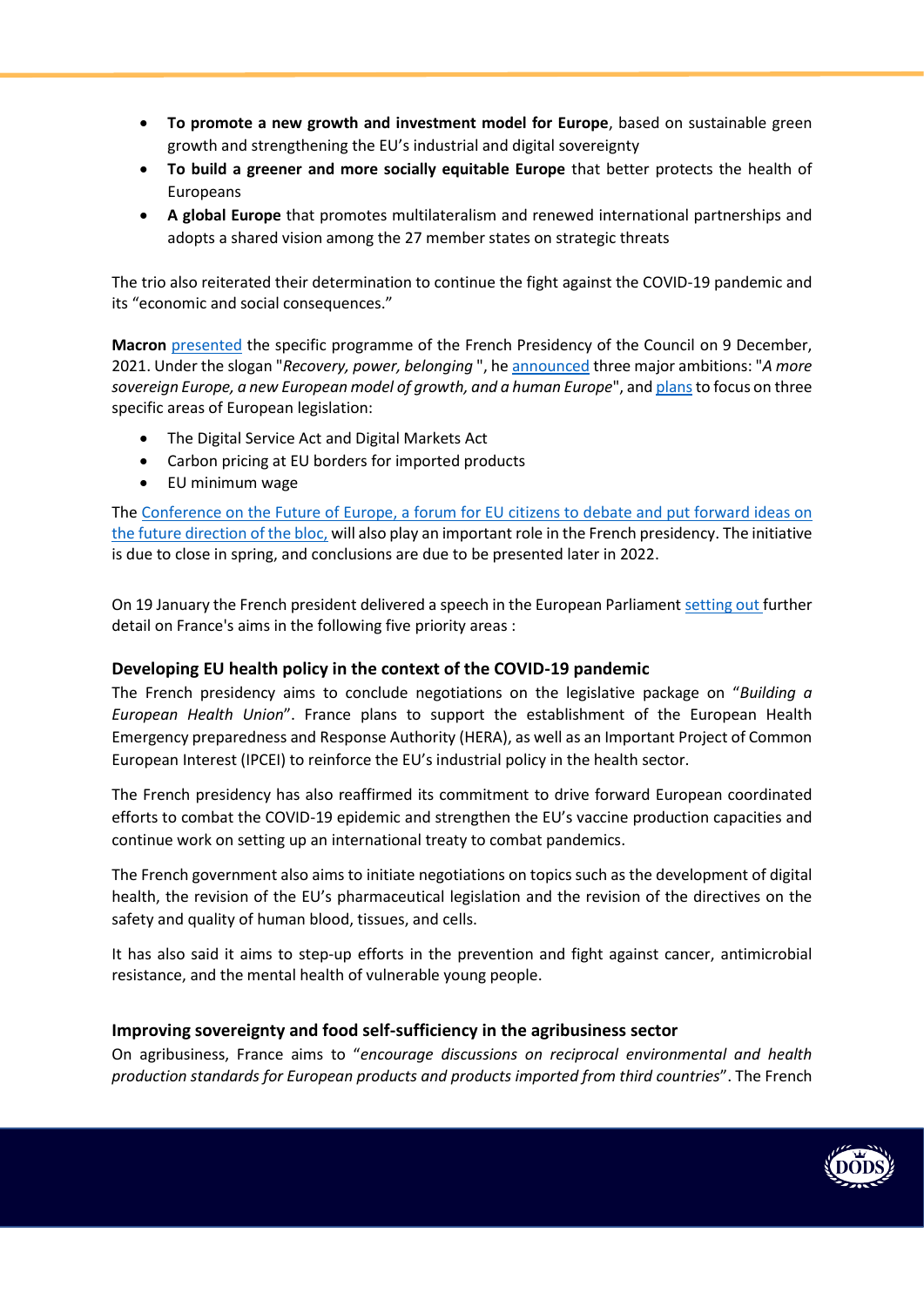- **To promote a new growth and investment model for Europe**, based on sustainable green growth and strengthening the EU's industrial and digital sovereignty
- **To build a greener and more socially equitable Europe** that better protects the health of Europeans
- **A global Europe** that promotes multilateralism and renewed international partnerships and adopts a shared vision among the 27 member states on strategic threats

The trio also reiterated their determination to continue the fight against the COVID-19 pandemic and its "economic and social consequences."

**Macron** presented the specific programme of the French Presidency of the Council on 9 December, 2021. Under the slogan "*Recovery, power, belonging* ", he announced three major ambitions: "*A more sovereign Europe, a new European model of growth, and a human Europe*", and plans to focus on three specific areas of European legislation:

- The Digital Service Act and Digital Markets Act
- Carbon pricing at EU borders for imported products
- EU minimum wage

The Conference on the Future of Europe, a forum for EU citizens to debate and put forward ideas on the future direction of the bloc, will also play an important role in the French presidency. The initiative is due to close in spring, and conclusions are due to be presented later in 2022.

On 19 January the French president delivered a speech in the European Parliament setting out further detail on France's aims in the following five priority areas :

### Developing EU health policy in the context of the COVID-19 pandemic

The French presidency aims to conclude negotiations on the legislative package on "*Building a European Health Union*". France plans to support the establishment of the European Health Emergency preparedness and Response Authority (HERA), as well as an Important Project of Common European Interest (IPCEI) to reinforce the EU's industrial policy in the health sector.

The French presidency has also reaffirmed its commitment to drive forward European coordinated efforts to combat the COVID-19 epidemic and strengthen the EU's vaccine production capacities and continue work on setting up an international treaty to combat pandemics.

The French government also aims to initiate negotiations on topics such as the development of digital health, the revision of the EU's pharmaceutical legislation and the revision of the directives on the safety and quality of human blood, tissues, and cells.

It has also said it aims to step-up efforts in the prevention and fight against cancer, antimicrobial resistance, and the mental health of vulnerable young people.

### Improving sovereignty and food self-sufficiency in the agribusiness sector

On agribusiness, France aims to "*encourage discussions on reciprocal environmental and health production standards for European products and products imported from third countries*". The French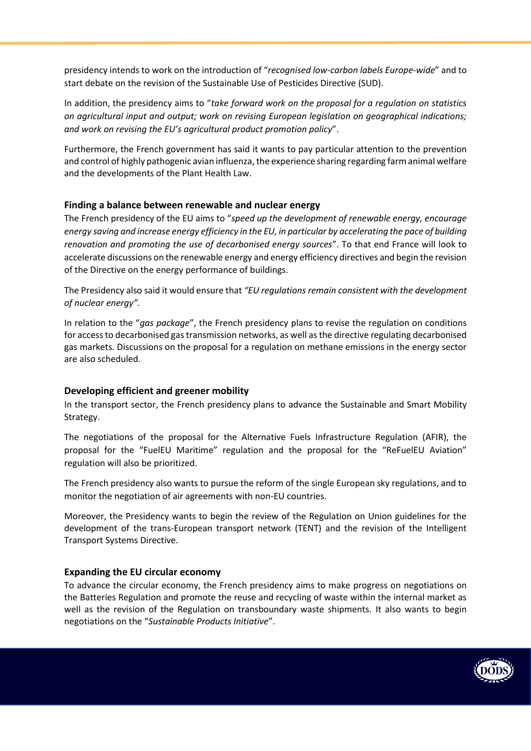presidency intends to work on the introduction of "*recognised low-carbon labels Europe-wide*" and to start debate on the revision of the Sustainable Use of Pesticides Directive (SUD).

In addition, the presidency aims to "*take forward work on the proposal for a regulation on statistics on agricultural input and output; work on revising European legislation on geographical indications; and work on revising the EU's agricultural product promotion policy*".

Furthermore, the French government has said it wants to pay particular attention to the prevention and control of highly pathogenic avian influenza, the experience sharing regarding farm animal welfare and the developments of the Plant Health Law.

### Finding a balance between renewable and nuclear energy

The French presidency of the EU aims to "*speed up the development of renewable energy, encourage energy saving and increase energy efficiency in the EU, in particular by accelerating the pace of building renovation and promoting the use of decarbonised energy sources*". To that end France will look to accelerate discussions on the renewable energy and energy efficiency directives and begin the revision of the Directive on the energy performance of buildings.

The Presidency also said it would ensure that *"EU regulations remain consistent with the development of nuclear energy".*

In relation to the "*gas package*", the French presidency plans to revise the regulation on conditions for access to decarbonised gas transmission networks, as well as the directive regulating decarbonised gas markets. Discussions on the proposal for a regulation on methane emissions in the energy sector are also scheduled.

### Developing efficient and greener mobility

In the transport sector, the French presidency plans to advance the Sustainable and Smart Mobility Strategy.

The negotiations of the proposal for the Alternative Fuels Infrastructure Regulation (AFIR), the proposal for the "FuelEU Maritime" regulation and the proposal for the "ReFuelEU Aviation" regulation will also be prioritized.

The French presidency also wants to pursue the reform of the single European sky regulations, and to monitor the negotiation of air agreements with non-EU countries.

Moreover, the Presidency wants to begin the review of the Regulation on Union guidelines for the development of the trans-European transport network (TENT) and the revision of the Intelligent Transport Systems Directive.

### Expanding the EU circular economy

To advance the circular economy, the French presidency aims to make progress on negotiations on the Batteries Regulation and promote the reuse and recycling of waste within the internal market as well as the revision of the Regulation on transboundary waste shipments. It also wants to begin negotiations on the "*Sustainable Products Initiative*".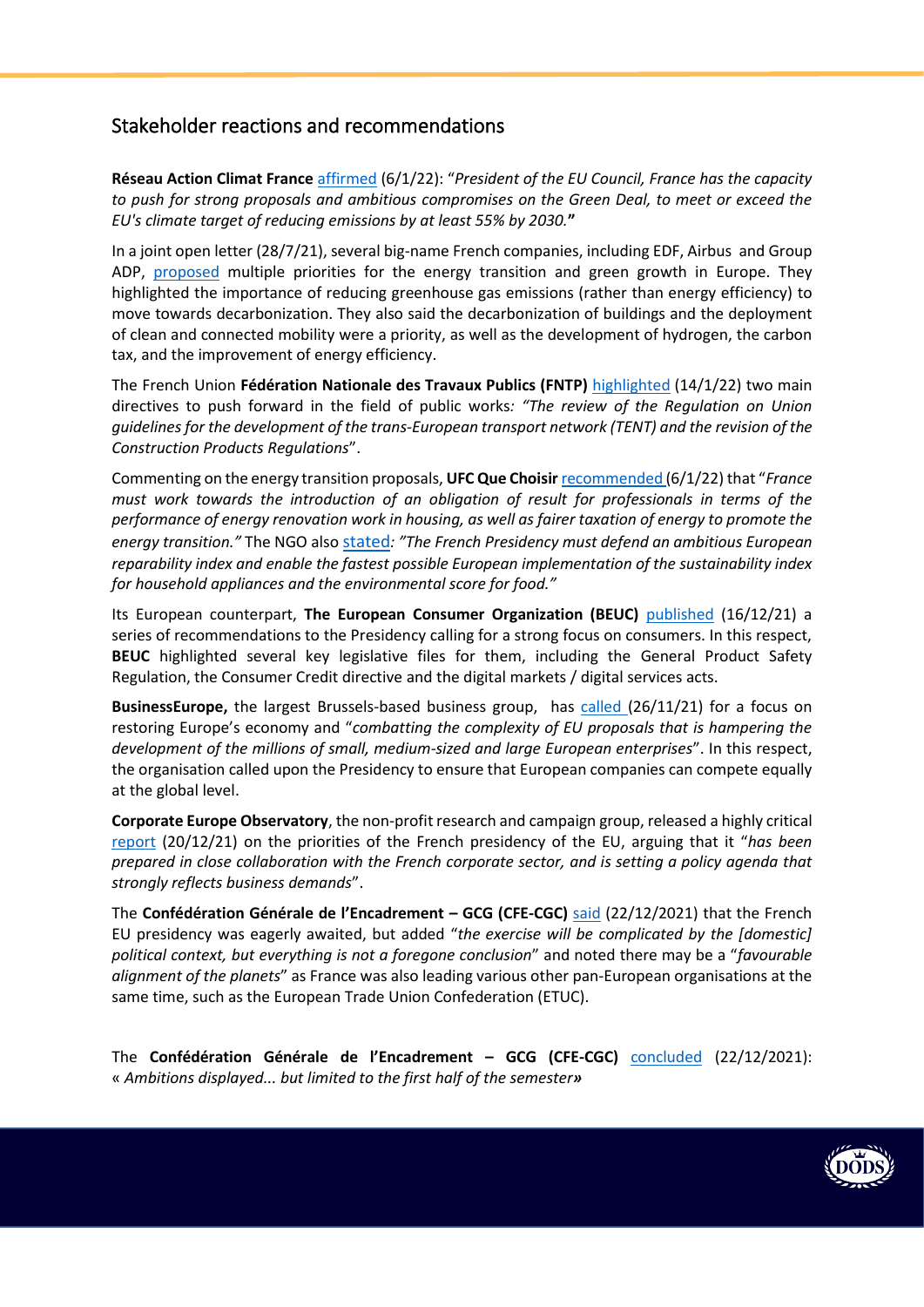## Stakeholder reactions and recommendations

**Réseau Action Climat France** affirmed (6/1/22): "*President of the EU Council, France has the capacity to push for strong proposals and ambitious compromises on the Green Deal, to meet or exceed the EU's climate target of reducing emissions by at least 55% by 2030.***"**

In a joint open letter (28/7/21), several big-name French companies, including EDF, Airbus and Group ADP, proposed multiple priorities for the energy transition and green growth in Europe. They highlighted the importance of reducing greenhouse gas emissions (rather than energy efficiency) to move towards decarbonization. They also said the decarbonization of buildings and the deployment of clean and connected mobility were a priority, as well as the development of hydrogen, the carbon tax, and the improvement of energy efficiency.

The French Union **Fédération Nationale des Travaux Publics (FNTP)** highlighted (14/1/22) two main directives to push forward in the field of public works*: "The review of the Regulation on Union guidelines for the development of the trans-European transport network (TENT) and the revision of the Construction Products Regulations*".

Commenting on the energy transition proposals, **UFC Que Choisir** recommended (6/1/22) that "*France must work towards the introduction of an obligation of result for professionals in terms of the performance of energy renovation work in housing, as well as fairer taxation of energy to promote the energy transition."* The NGO also stated*: "The French Presidency must defend an ambitious European reparability index and enable the fastest possible European implementation of the sustainability index for household appliances and the environmental score for food."*

Its European counterpart, **The European Consumer Organization (BEUC)** published (16/12/21) a series of recommendations to the Presidency calling for a strong focus on consumers. In this respect, **BEUC** highlighted several key legislative files for them, including the General Product Safety Regulation, the Consumer Credit directive and the digital markets / digital services acts.

**BusinessEurope,** the largest Brussels-based business group, has called (26/11/21) for a focus on restoring Europe's economy and "*combatting the complexity of EU proposals that is hampering the development of the millions of small, medium-sized and large European enterprises*". In this respect, the organisation called upon the Presidency to ensure that European companies can compete equally at the global level.

**Corporate Europe Observatory**, the non-profit research and campaign group, released a highly critical report (20/12/21) on the priorities of the French presidency of the EU, arguing that it "*has been prepared in close collaboration with the French corporate sector, and is setting a policy agenda that strongly reflects business demands*".

The **Confédération Générale de l'Encadrement – GCG (CFE-CGC)** said (22/12/2021) that the French EU presidency was eagerly awaited, but added "*the exercise will be complicated by the [domestic] political context, but everything is not a foregone conclusion*" and noted there may be a "*favourable alignment of the planets*" as France was also leading various other pan-European organisations at the same time, such as the European Trade Union Confederation (ETUC).

The **Confédération Générale de l'Encadrement – GCG (CFE-CGC)** concluded (22/12/2021): « *Ambitions displayed... but limited to the first half of the semester***»**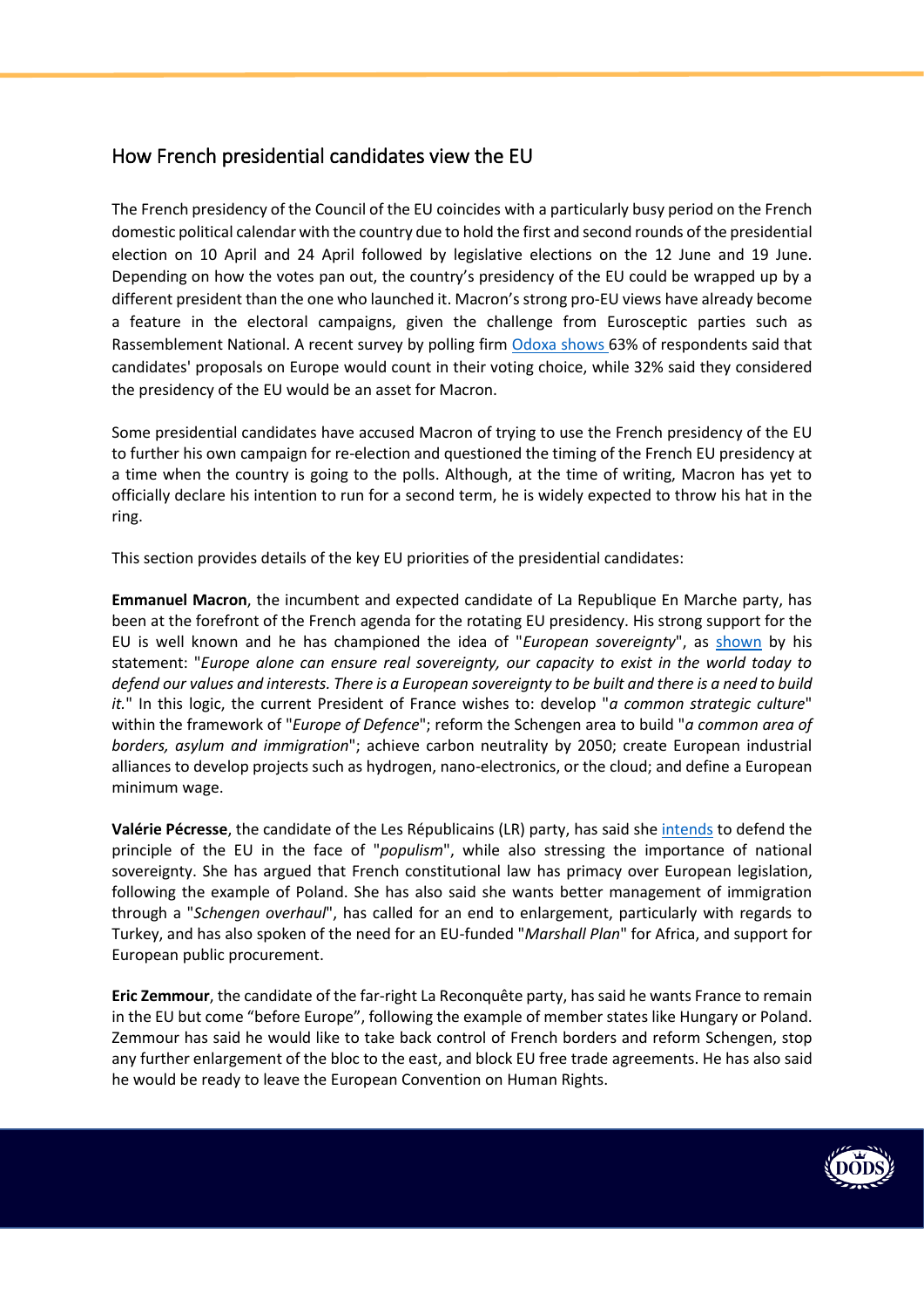## How French presidential candidates view the EU

The French presidency of the Council of the EU coincides with a particularly busy period on the French domestic political calendar with the country due to hold the first and second rounds of the presidential election on 10 April and 24 April followed by legislative elections on the 12 June and 19 June. Depending on how the votes pan out, the country's presidency of the EU could be wrapped up by a different president than the one who launched it. Macron's strong pro-EU views have already become a feature in the electoral campaigns, given the challenge from Eurosceptic parties such as Rassemblement National. A recent survey by polling firm Odoxa shows 63% of respondents said that candidates' proposals on Europe would count in their voting choice, while 32% said they considered the presidency of the EU would be an asset for Macron.

Some presidential candidates have accused Macron of trying to use the French presidency of the EU to further his own campaign for re-election and questioned the timing of the French EU presidency at a time when the country is going to the polls. Although, at the time of writing, Macron has yet to officially declare his intention to run for a second term, he is widely expected to throw his hat in the ring.

This section provides details of the key EU priorities of the presidential candidates:

**Emmanuel Macron**, the incumbent and expected candidate of La Republique En Marche party, has been at the forefront of the French agenda for the rotating EU presidency. His strong support for the EU is well known and he has championed the idea of "*European sovereignty*", as shown by his statement: "*Europe alone can ensure real sovereignty, our capacity to exist in the world today to defend our values and interests. There is a European sovereignty to be built and there is a need to build it.*" In this logic, the current President of France wishes to: develop "*a common strategic culture*" within the framework of "*Europe of Defence*"; reform the Schengen area to build "*a common area of borders, asylum and immigration*"; achieve carbon neutrality by 2050; create European industrial alliances to develop projects such as hydrogen, nano-electronics, or the cloud; and define a European minimum wage.

**Valérie Pécresse**, the candidate of the Les Républicains (LR) party, has said she intends to defend the principle of the EU in the face of "*populism*", while also stressing the importance of national sovereignty. She has argued that French constitutional law has primacy over European legislation, following the example of Poland. She has also said she wants better management of immigration through a "*Schengen overhaul*", has called for an end to enlargement, particularly with regards to Turkey, and has also spoken of the need for an EU-funded "*Marshall Plan*" for Africa, and support for European public procurement.

**Eric Zemmour**, the candidate of the far-right La Reconquête party, has said he wants France to remain in the EU but come "before Europe", following the example of member states like Hungary or Poland. Zemmour has said he would like to take back control of French borders and reform Schengen, stop any further enlargement of the bloc to the east, and block EU free trade agreements. He has also said he would be ready to leave the European Convention on Human Rights.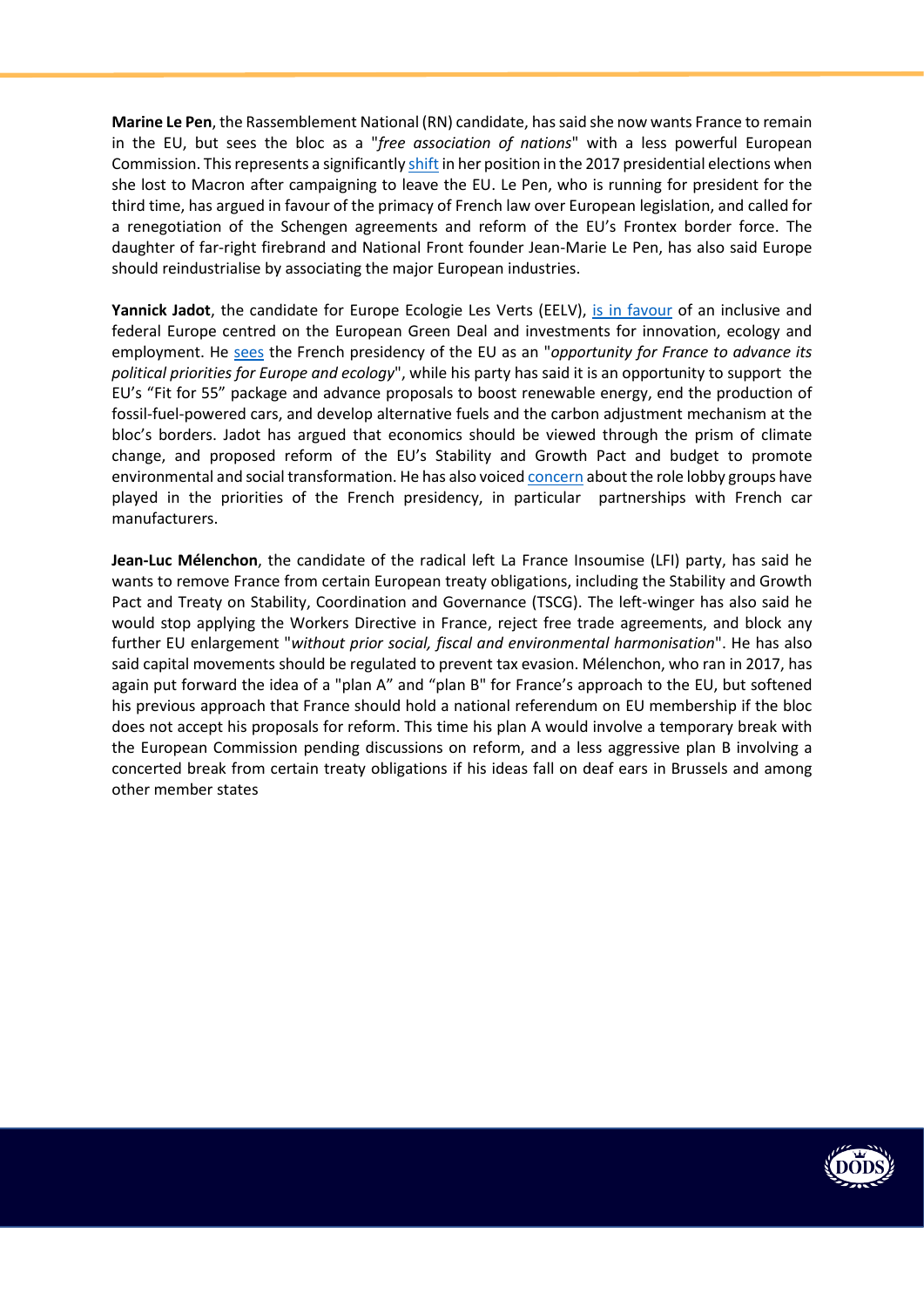**Marine Le Pen**, the Rassemblement National (RN) candidate, has said she now wants France to remain in the EU, but sees the bloc as a "*free association of nations*" with a less powerful European Commission. This represents a significantly shift in her position in the 2017 presidential elections when she lost to Macron after campaigning to leave the EU. Le Pen, who is running for president for the third time, has argued in favour of the primacy of French law over European legislation, and called for a renegotiation of the Schengen agreements and reform of the EU's Frontex border force. The daughter of far-right firebrand and National Front founder Jean-Marie Le Pen, has also said Europe should reindustrialise by associating the major European industries.

**Yannick Jadot**, the candidate for Europe Ecologie Les Verts (EELV), is in favour of an inclusive and federal Europe centred on the European Green Deal and investments for innovation, ecology and employment. He sees the French presidency of the EU as an "*opportunity for France to advance its political priorities for Europe and ecology*", while his party has said it is an opportunity to support the EU's "Fit for 55" package and advance proposals to boost renewable energy, end the production of fossil-fuel-powered cars, and develop alternative fuels and the carbon adjustment mechanism at the bloc's borders. Jadot has argued that economics should be viewed through the prism of climate change, and proposed reform of the EU's Stability and Growth Pact and budget to promote environmental and social transformation. He has also voiced concern about the role lobby groups have played in the priorities of the French presidency, in particular partnerships with French car manufacturers.

**Jean-Luc Mélenchon**, the candidate of the radical left La France Insoumise (LFI) party, has said he wants to remove France from certain European treaty obligations, including the Stability and Growth Pact and Treaty on Stability, Coordination and Governance (TSCG). The left-winger has also said he would stop applying the Workers Directive in France, reject free trade agreements, and block any further EU enlargement "*without prior social, fiscal and environmental harmonisation*". He has also said capital movements should be regulated to prevent tax evasion. Mélenchon, who ran in 2017, has again put forward the idea of a "plan A" and "plan B" for France's approach to the EU, but softened his previous approach that France should hold a national referendum on EU membership if the bloc does not accept his proposals for reform. This time his plan A would involve a temporary break with the European Commission pending discussions on reform, and a less aggressive plan B involving a concerted break from certain treaty obligations if his ideas fall on deaf ears in Brussels and among other member states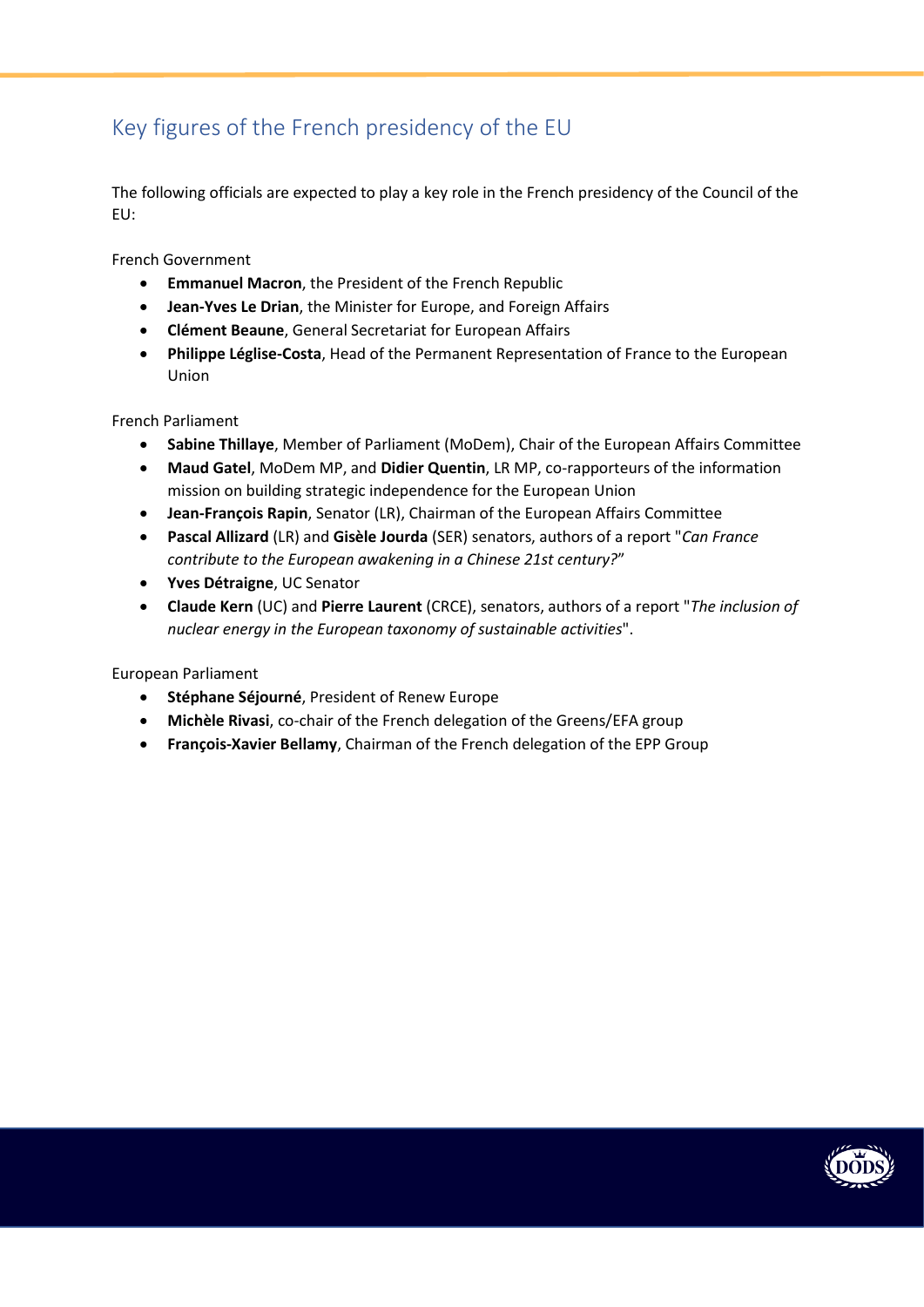## Key figures of the French presidency of the EU

The following officials are expected to play a key role in the French presidency of the Council of the EU:

French Government

- **Emmanuel Macron**, the President of the French Republic
- **Jean-Yves Le Drian**, the Minister for Europe, and Foreign Affairs
- **Clément Beaune**, General Secretariat for European Affairs
- **Philippe Léglise-Costa**, Head of the Permanent Representation of France to the European Union

French Parliament

- **Sabine Thillaye**, Member of Parliament (MoDem), Chair of the European Affairs Committee
- **Maud Gatel**, MoDem MP, and **Didier Quentin**, LR MP, co-rapporteurs of the information mission on building strategic independence for the European Union
- **Jean-François Rapin**, Senator (LR), Chairman of the European Affairs Committee
- **Pascal Allizard** (LR) and **Gisèle Jourda** (SER) senators, authors of a report "*Can France contribute to the European awakening in a Chinese 21st century?*"
- **Yves Détraigne**, UC Senator
- **Claude Kern** (UC) and **Pierre Laurent** (CRCE), senators, authors of a report "*The inclusion of nuclear energy in the European taxonomy of sustainable activities*".

European Parliament

- **Stéphane Séjourné**, President of Renew Europe
- **Michèle Rivasi**, co-chair of the French delegation of the Greens/EFA group
- **François-Xavier Bellamy**, Chairman of the French delegation of the EPP Group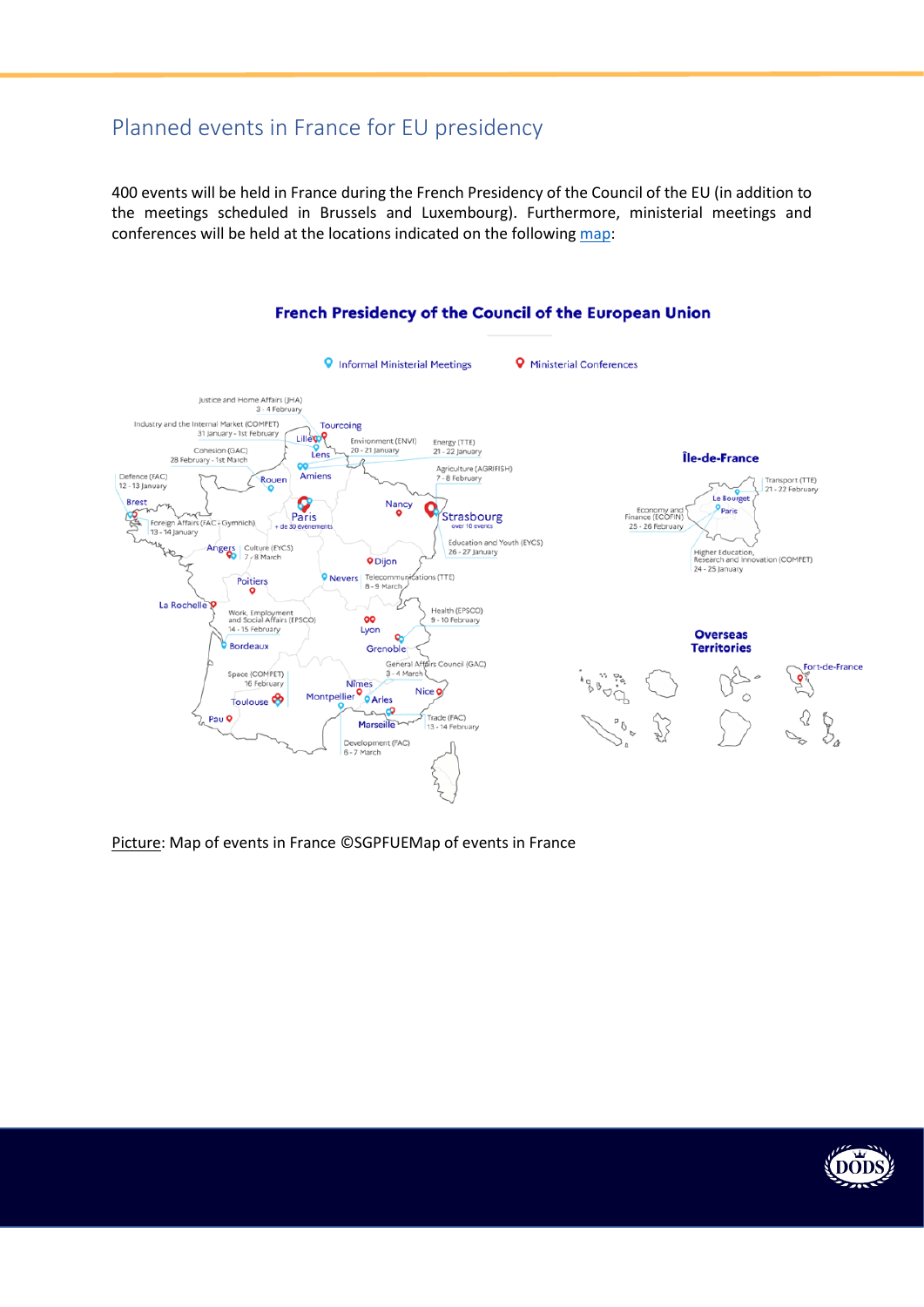## Planned events in France for EU presidency

400 events will be held in France during the French Presidency of the Council of the EU (in addition to the meetings scheduled in Brussels and Luxembourg). Furthermore, ministerial meetings and conferences will be held at the locations indicated on the following map:

French Presidency of the Council of the European Union

Informal Ministerial Meetings
Ministerial Conferences

Justice and Home Affairs (JHA)
3 - 4 February

Industry and the Internal Market (COMPET)
31 January - 1st February

Cohesion (GAC)
28 February - 1st March

Defence (FAC)
12 - 13 January

Tourcoing
Lille
Lens
Amiens
Rouen
Brest

Environment (ENVI)
20 - 21 January

Energy (TTE)
21 - 22 January

Agriculture (AGRIFISH)
7 - 8 February

Paris
+ de 30 événements

Nancy
Strasbourg
over 10 events

Foreign Affairs (FAC+Gymnich)
13 - 14 January

Angers
Culture (EYCS)
7 - 8 March

Education and Youth (EYCS)
26 - 27 January

Dijon
Nevers
Telecommunications (TTE)
8 - 9 March

Poitiers
La Rochelle

Work, Employment and Social Affairs (EPSCO)
14 - 15 February

Health (EPSCO)
9 - 10 February

Lyon
Bordeaux
Grenoble

General Affairs Council (GAC)
3 - 4 March

Space (COMPET)
16 February

Nîmes
Montpellier
Arles
Nice
Toulouse
Pau
Marseille

Trade (FAC)
13 - 14 February

Development (FAC)
6 - 7 March

Île-de-France

Transport (TTE)
21 - 22 February

Le Bourget
Paris

Economy and Finance (ECOFIN)
25 - 26 February

Higher Education, Research and Innovation (COMPET)
24 - 25 January

Overseas Territories

Fort-de-France

Picture: Map of events in France ©SGPFUEMap of events in France